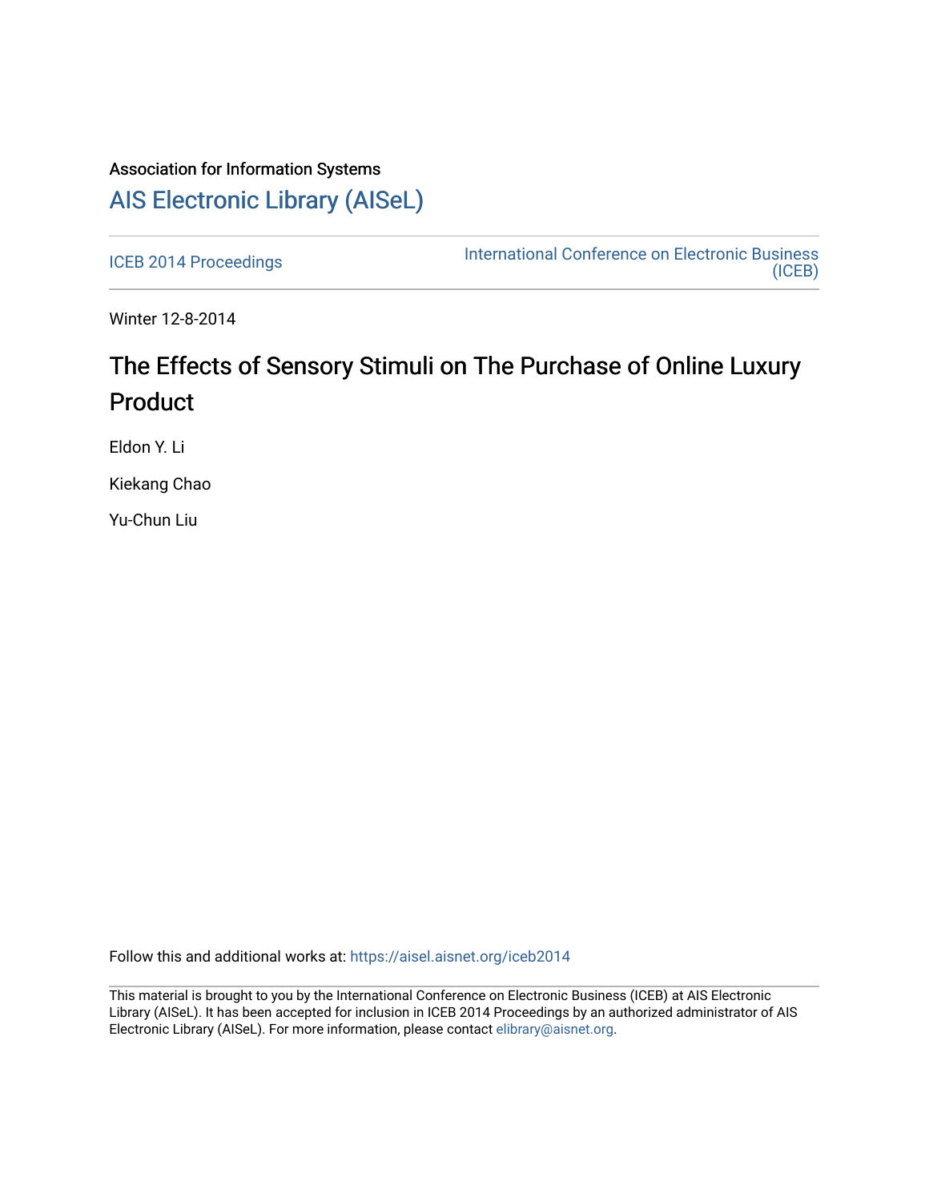Association for Information Systems

[AIS Electronic Library (AISeL)](https://aisel.aisnet.org/)

ICEB 2014 Proceedings | International Conference on Electronic Business (ICEB)

Winter 12-8-2014

# The Effects of Sensory Stimuli on The Purchase of Online Luxury Product

Eldon Y. Li

Kiekang Chao

Yu-Chun Liu

Follow this and additional works at: https://aisel.aisnet.org/iceb2014

This material is brought to you by the International Conference on Electronic Business (ICEB) at AIS Electronic Library (AISeL). It has been accepted for inclusion in ICEB 2014 Proceedings by an authorized administrator of AIS Electronic Library (AISeL). For more information, please contact elibrary@aisnet.org.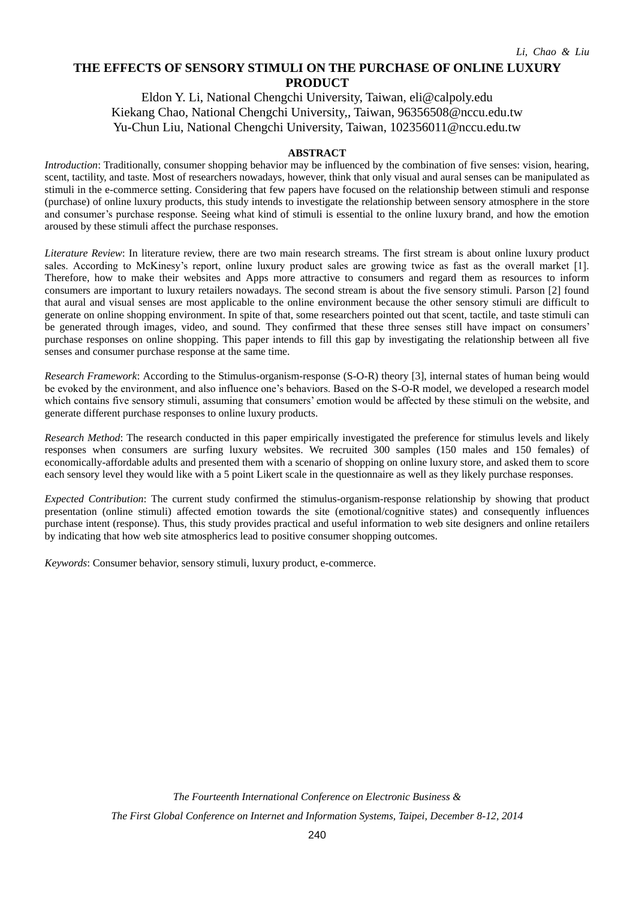# THE EFFECTS OF SENSORY STIMULI ON THE PURCHASE OF ONLINE LUXURY PRODUCT

Eldon Y. Li, National Chengchi University, Taiwan, eli@calpoly.edu
Kiekang Chao, National Chengchi University,, Taiwan, 96356508@nccu.edu.tw
Yu-Chun Liu, National Chengchi University, Taiwan, 102356011@nccu.edu.tw

## ABSTRACT

*Introduction*: Traditionally, consumer shopping behavior may be influenced by the combination of five senses: vision, hearing, scent, tactility, and taste. Most of researchers nowadays, however, think that only visual and aural senses can be manipulated as stimuli in the e-commerce setting. Considering that few papers have focused on the relationship between stimuli and response (purchase) of online luxury products, this study intends to investigate the relationship between sensory atmosphere in the store and consumer's purchase response. Seeing what kind of stimuli is essential to the online luxury brand, and how the emotion aroused by these stimuli affect the purchase responses.

*Literature Review*: In literature review, there are two main research streams. The first stream is about online luxury product sales. According to McKinesy's report, online luxury product sales are growing twice as fast as the overall market [1]. Therefore, how to make their websites and Apps more attractive to consumers and regard them as resources to inform consumers are important to luxury retailers nowadays. The second stream is about the five sensory stimuli. Parson [2] found that aural and visual senses are most applicable to the online environment because the other sensory stimuli are difficult to generate on online shopping environment. In spite of that, some researchers pointed out that scent, tactile, and taste stimuli can be generated through images, video, and sound. They confirmed that these three senses still have impact on consumers' purchase responses on online shopping. This paper intends to fill this gap by investigating the relationship between all five senses and consumer purchase response at the same time.

*Research Framework*: According to the Stimulus-organism-response (S-O-R) theory [3], internal states of human being would be evoked by the environment, and also influence one's behaviors. Based on the S-O-R model, we developed a research model which contains five sensory stimuli, assuming that consumers' emotion would be affected by these stimuli on the website, and generate different purchase responses to online luxury products.

*Research Method*: The research conducted in this paper empirically investigated the preference for stimulus levels and likely responses when consumers are surfing luxury websites. We recruited 300 samples (150 males and 150 females) of economically-affordable adults and presented them with a scenario of shopping on online luxury store, and asked them to score each sensory level they would like with a 5 point Likert scale in the questionnaire as well as they likely purchase responses.

*Expected Contribution*: The current study confirmed the stimulus-organism-response relationship by showing that product presentation (online stimuli) affected emotion towards the site (emotional/cognitive states) and consequently influences purchase intent (response). Thus, this study provides practical and useful information to web site designers and online retailers by indicating that how web site atmospherics lead to positive consumer shopping outcomes.

*Keywords*: Consumer behavior, sensory stimuli, luxury product, e-commerce.